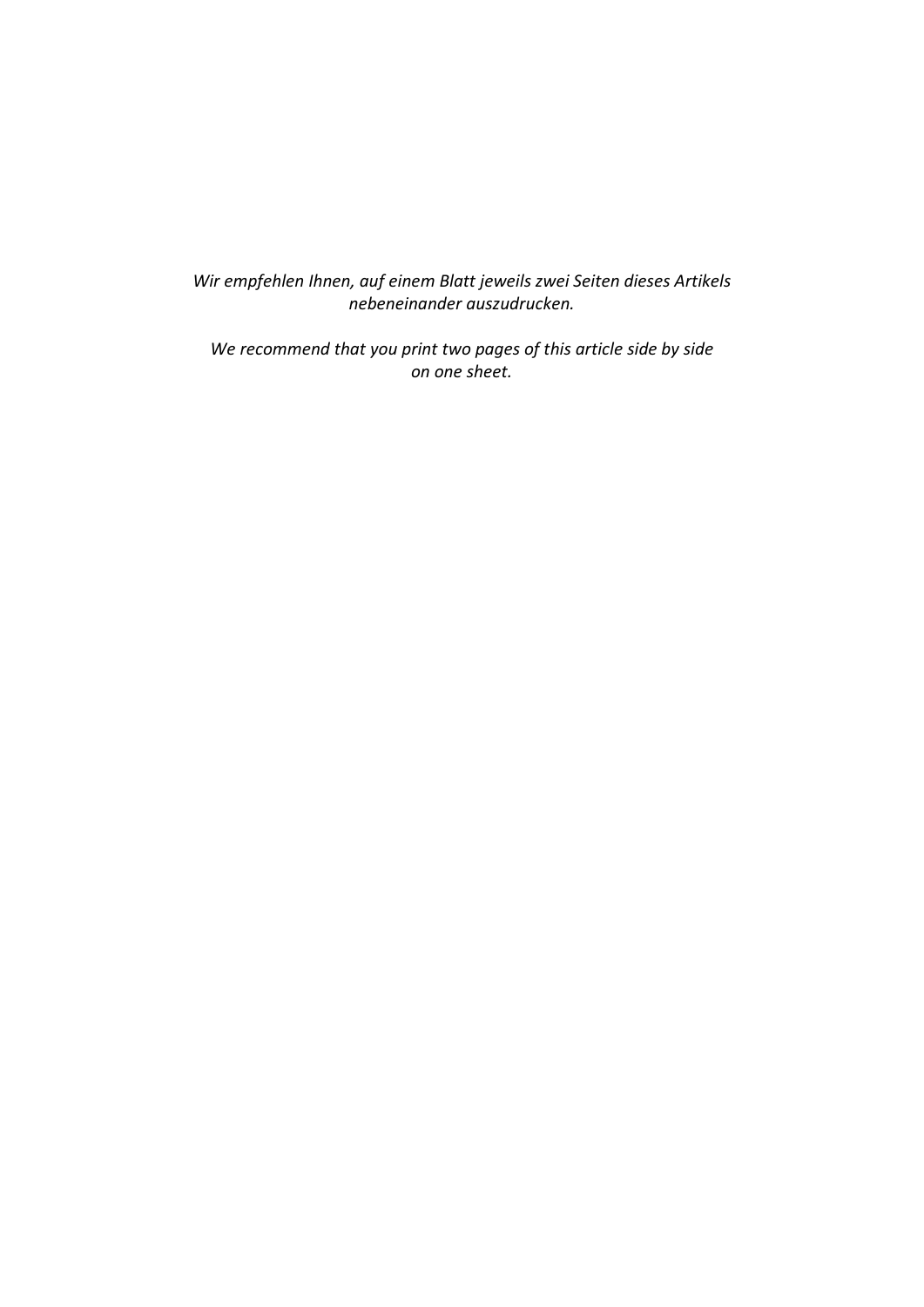*Wir empfehlen Ihnen, auf einem Blatt jeweils zwei Seiten dieses Artikels nebeneinander auszudrucken.*

*We recommend that you print two pages of this article side by side on one sheet.*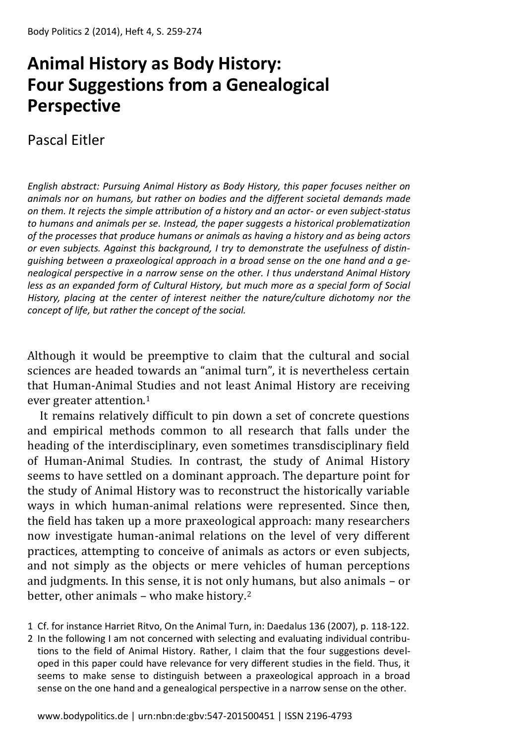# Animal History as Body History: Four Suggestions from a Genealogical Perspective

Pascal Eitler

*English abstract: Pursuing Animal History as Body History, this paper focuses neither on animals nor on humans, but rather on bodies and the different societal demands made on them. It rejects the simple attribution of a history and an actor- or even subject-status to humans and animals per se. Instead, the paper suggests a historical problematization of the processes that produce humans or animals as having a history and as being actors or even subjects. Against this background, I try to demonstrate the usefulness of distinguishing between a praxeological approach in a broad sense on the one hand and a genealogical perspective in a narrow sense on the other. I thus understand Animal History less as an expanded form of Cultural History, but much more as a special form of Social History, placing at the center of interest neither the nature/culture dichotomy nor the concept of life, but rather the concept of the social.*

Although it would be preemptive to claim that the cultural and social sciences are headed towards an "animal turn", it is nevertheless certain that Human-Animal Studies and not least Animal History are receiving ever greater attention.[1]

It remains relatively difficult to pin down a set of concrete questions and empirical methods common to all research that falls under the heading of the interdisciplinary, even sometimes transdisciplinary field of Human-Animal Studies. In contrast, the study of Animal History seems to have settled on a dominant approach. The departure point for the study of Animal History was to reconstruct the historically variable ways in which human-animal relations were represented. Since then, the field has taken up a more praxeological approach: many researchers now investigate human-animal relations on the level of very different practices, attempting to conceive of animals as actors or even subjects, and not simply as the objects or mere vehicles of human perceptions and judgments. In this sense, it is not only humans, but also animals – or better, other animals – who make history.[2]

1 Cf. for instance Harriet Ritvo, On the Animal Turn, in: Daedalus 136 (2007), p. 118-122.

2 In the following I am not concerned with selecting and evaluating individual contributions to the field of Animal History. Rather, I claim that the four suggestions developed in this paper could have relevance for very different studies in the field. Thus, it seems to make sense to distinguish between a praxeological approach in a broad sense on the one hand and a genealogical perspective in a narrow sense on the other.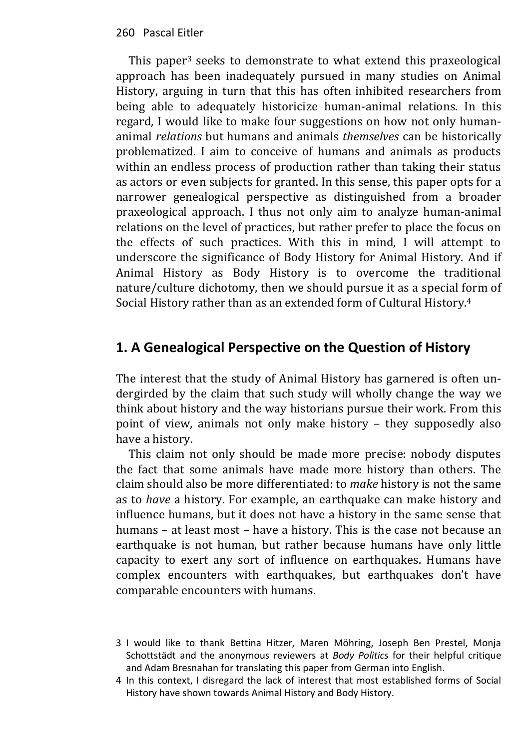This paper[3] seeks to demonstrate to what extend this praxeological approach has been inadequately pursued in many studies on Animal History, arguing in turn that this has often inhibited researchers from being able to adequately historicize human-animal relations. In this regard, I would like to make four suggestions on how not only human-animal *relations* but humans and animals *themselves* can be historically problematized. I aim to conceive of humans and animals as products within an endless process of production rather than taking their status as actors or even subjects for granted. In this sense, this paper opts for a narrower genealogical perspective as distinguished from a broader praxeological approach. I thus not only aim to analyze human-animal relations on the level of practices, but rather prefer to place the focus on the effects of such practices. With this in mind, I will attempt to underscore the significance of Body History for Animal History. And if Animal History as Body History is to overcome the traditional nature/culture dichotomy, then we should pursue it as a special form of Social History rather than as an extended form of Cultural History.[4]

## 1. A Genealogical Perspective on the Question of History

The interest that the study of Animal History has garnered is often undergirded by the claim that such study will wholly change the way we think about history and the way historians pursue their work. From this point of view, animals not only make history – they supposedly also have a history.

This claim not only should be made more precise: nobody disputes the fact that some animals have made more history than others. The claim should also be more differentiated: to *make* history is not the same as to *have* a history. For example, an earthquake can make history and influence humans, but it does not have a history in the same sense that humans – at least most – have a history. This is the case not because an earthquake is not human, but rather because humans have only little capacity to exert any sort of influence on earthquakes. Humans have complex encounters with earthquakes, but earthquakes don't have comparable encounters with humans.

---

3 I would like to thank Bettina Hitzer, Maren Möhring, Joseph Ben Prestel, Monja Schottstädt and the anonymous reviewers at *Body Politics* for their helpful critique and Adam Bresnahan for translating this paper from German into English.

4 In this context, I disregard the lack of interest that most established forms of Social History have shown towards Animal History and Body History.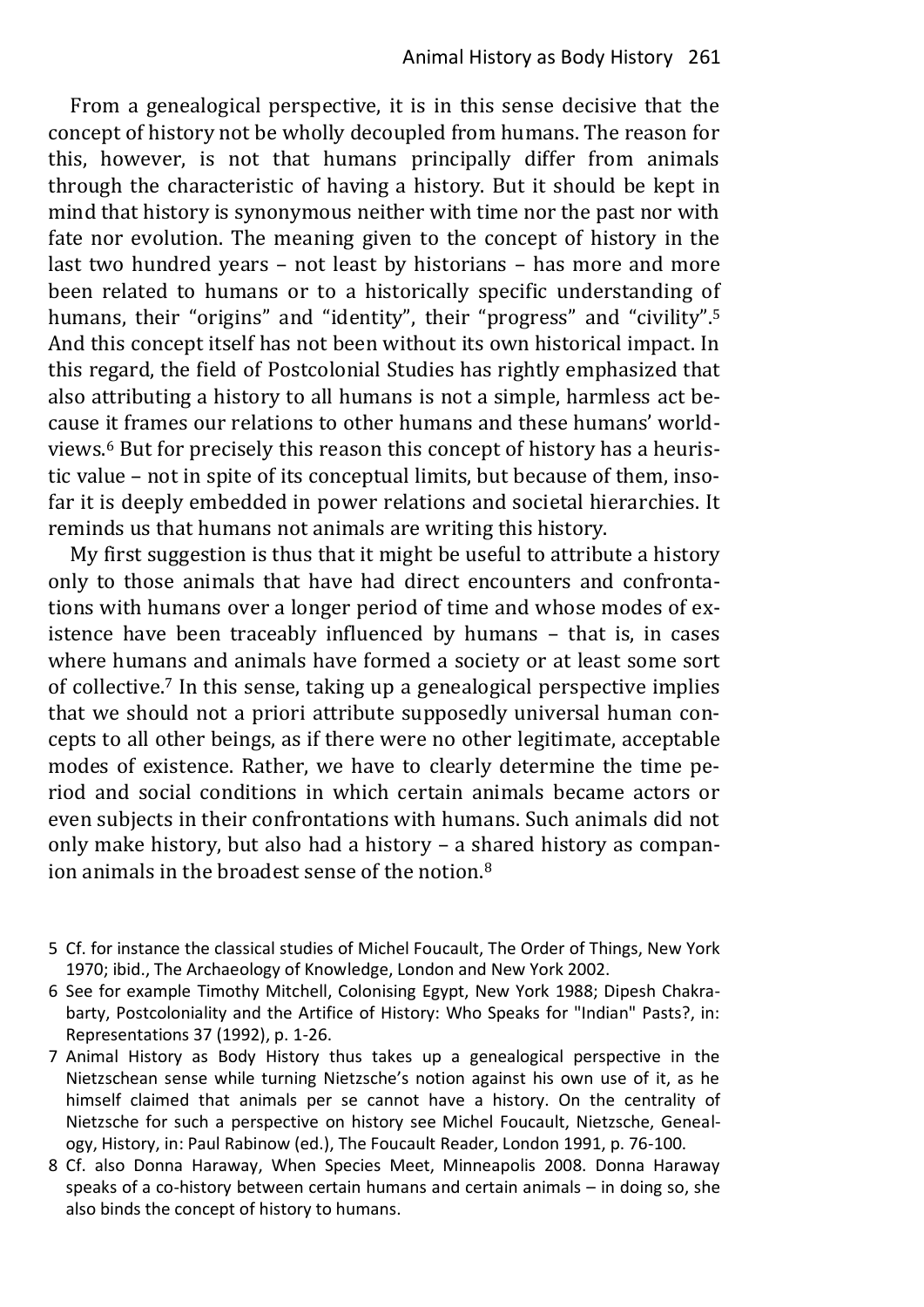From a genealogical perspective, it is in this sense decisive that the concept of history not be wholly decoupled from humans. The reason for this, however, is not that humans principally differ from animals through the characteristic of having a history. But it should be kept in mind that history is synonymous neither with time nor the past nor with fate nor evolution. The meaning given to the concept of history in the last two hundred years – not least by historians – has more and more been related to humans or to a historically specific understanding of humans, their "origins" and "identity", their "progress" and "civility".[5] And this concept itself has not been without its own historical impact. In this regard, the field of Postcolonial Studies has rightly emphasized that also attributing a history to all humans is not a simple, harmless act because it frames our relations to other humans and these humans' worldviews.[6] But for precisely this reason this concept of history has a heuristic value – not in spite of its conceptual limits, but because of them, insofar it is deeply embedded in power relations and societal hierarchies. It reminds us that humans not animals are writing this history.

My first suggestion is thus that it might be useful to attribute a history only to those animals that have had direct encounters and confrontations with humans over a longer period of time and whose modes of existence have been traceably influenced by humans – that is, in cases where humans and animals have formed a society or at least some sort of collective.[7] In this sense, taking up a genealogical perspective implies that we should not a priori attribute supposedly universal human concepts to all other beings, as if there were no other legitimate, acceptable modes of existence. Rather, we have to clearly determine the time period and social conditions in which certain animals became actors or even subjects in their confrontations with humans. Such animals did not only make history, but also had a history – a shared history as companion animals in the broadest sense of the notion.[8]

5 Cf. for instance the classical studies of Michel Foucault, The Order of Things, New York 1970; ibid., The Archaeology of Knowledge, London and New York 2002.

6 See for example Timothy Mitchell, Colonising Egypt, New York 1988; Dipesh Chakrabarty, Postcoloniality and the Artifice of History: Who Speaks for "Indian" Pasts?, in: Representations 37 (1992), p. 1-26.

7 Animal History as Body History thus takes up a genealogical perspective in the Nietzschean sense while turning Nietzsche's notion against his own use of it, as he himself claimed that animals per se cannot have a history. On the centrality of Nietzsche for such a perspective on history see Michel Foucault, Nietzsche, Genealogy, History, in: Paul Rabinow (ed.), The Foucault Reader, London 1991, p. 76-100.

8 Cf. also Donna Haraway, When Species Meet, Minneapolis 2008. Donna Haraway speaks of a co-history between certain humans and certain animals – in doing so, she also binds the concept of history to humans.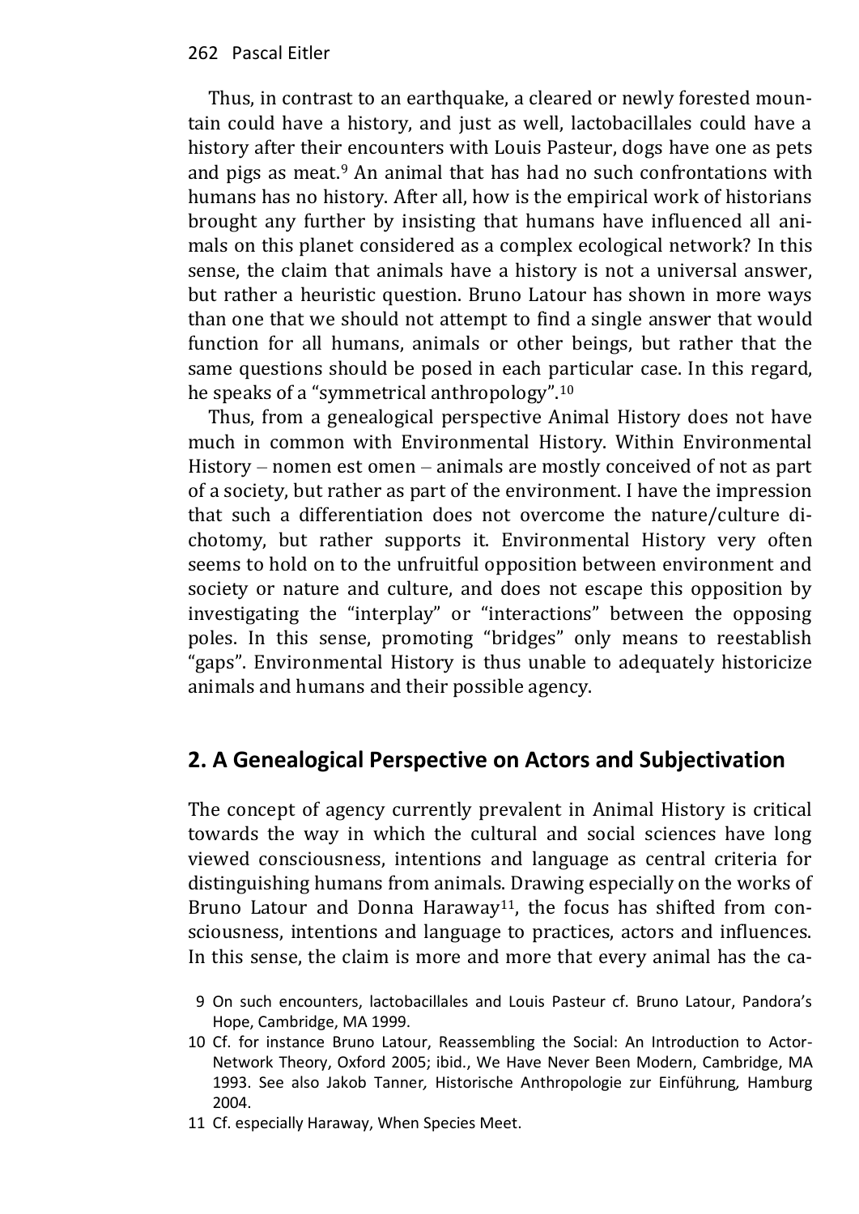Thus, in contrast to an earthquake, a cleared or newly forested mountain could have a history, and just as well, lactobacillales could have a history after their encounters with Louis Pasteur, dogs have one as pets and pigs as meat.[9] An animal that has had no such confrontations with humans has no history. After all, how is the empirical work of historians brought any further by insisting that humans have influenced all animals on this planet considered as a complex ecological network? In this sense, the claim that animals have a history is not a universal answer, but rather a heuristic question. Bruno Latour has shown in more ways than one that we should not attempt to find a single answer that would function for all humans, animals or other beings, but rather that the same questions should be posed in each particular case. In this regard, he speaks of a "symmetrical anthropology".[10]

Thus, from a genealogical perspective Animal History does not have much in common with Environmental History. Within Environmental History – nomen est omen – animals are mostly conceived of not as part of a society, but rather as part of the environment. I have the impression that such a differentiation does not overcome the nature/culture dichotomy, but rather supports it. Environmental History very often seems to hold on to the unfruitful opposition between environment and society or nature and culture, and does not escape this opposition by investigating the "interplay" or "interactions" between the opposing poles. In this sense, promoting "bridges" only means to reestablish "gaps". Environmental History is thus unable to adequately historicize animals and humans and their possible agency.

## 2. A Genealogical Perspective on Actors and Subjectivation

The concept of agency currently prevalent in Animal History is critical towards the way in which the cultural and social sciences have long viewed consciousness, intentions and language as central criteria for distinguishing humans from animals. Drawing especially on the works of Bruno Latour and Donna Haraway[11], the focus has shifted from consciousness, intentions and language to practices, actors and influences. In this sense, the claim is more and more that every animal has the ca-

9 On such encounters, lactobacillales and Louis Pasteur cf. Bruno Latour, Pandora's Hope, Cambridge, MA 1999.

10 Cf. for instance Bruno Latour, Reassembling the Social: An Introduction to Actor-Network Theory, Oxford 2005; ibid., We Have Never Been Modern, Cambridge, MA 1993. See also Jakob Tanner, *Historische Anthropologie zur Einführung*, Hamburg 2004.

11 Cf. especially Haraway, When Species Meet.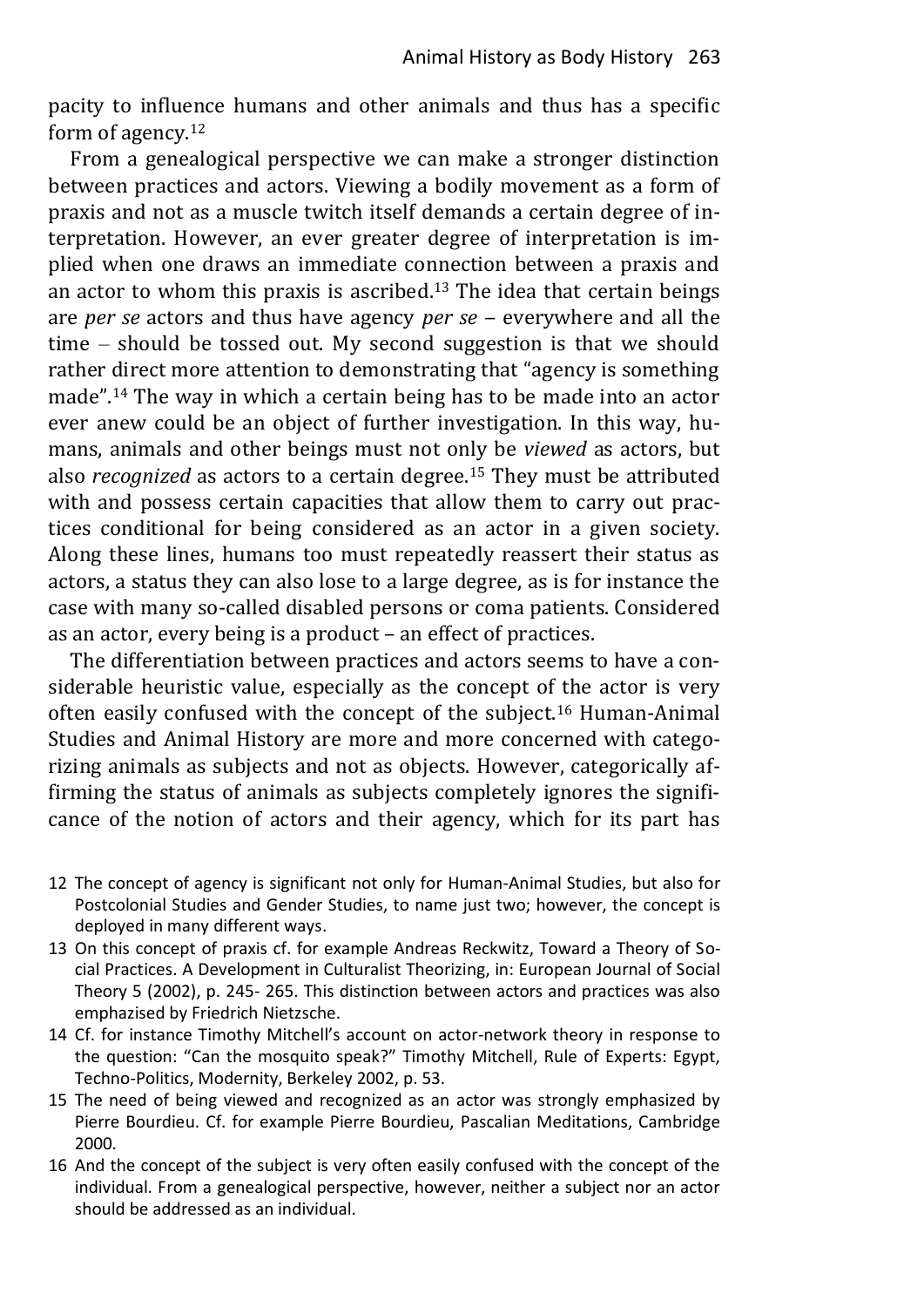pacity to influence humans and other animals and thus has a specific form of agency.[12]

From a genealogical perspective we can make a stronger distinction between practices and actors. Viewing a bodily movement as a form of praxis and not as a muscle twitch itself demands a certain degree of interpretation. However, an ever greater degree of interpretation is implied when one draws an immediate connection between a praxis and an actor to whom this praxis is ascribed.[13] The idea that certain beings are *per se* actors and thus have agency *per se* – everywhere and all the time – should be tossed out. My second suggestion is that we should rather direct more attention to demonstrating that "agency is something made".[14] The way in which a certain being has to be made into an actor ever anew could be an object of further investigation. In this way, humans, animals and other beings must not only be *viewed* as actors, but also *recognized* as actors to a certain degree.[15] They must be attributed with and possess certain capacities that allow them to carry out practices conditional for being considered as an actor in a given society. Along these lines, humans too must repeatedly reassert their status as actors, a status they can also lose to a large degree, as is for instance the case with many so-called disabled persons or coma patients. Considered as an actor, every being is a product – an effect of practices.

The differentiation between practices and actors seems to have a considerable heuristic value, especially as the concept of the actor is very often easily confused with the concept of the subject.[16] Human-Animal Studies and Animal History are more and more concerned with categorizing animals as subjects and not as objects. However, categorically affirming the status of animals as subjects completely ignores the significance of the notion of actors and their agency, which for its part has

12 The concept of agency is significant not only for Human-Animal Studies, but also for Postcolonial Studies and Gender Studies, to name just two; however, the concept is deployed in many different ways.

13 On this concept of praxis cf. for example Andreas Reckwitz, Toward a Theory of Social Practices. A Development in Culturalist Theorizing, in: European Journal of Social Theory 5 (2002), p. 245- 265. This distinction between actors and practices was also emphazised by Friedrich Nietzsche.

14 Cf. for instance Timothy Mitchell's account on actor-network theory in response to the question: "Can the mosquito speak?" Timothy Mitchell, Rule of Experts: Egypt, Techno-Politics, Modernity, Berkeley 2002, p. 53.

15 The need of being viewed and recognized as an actor was strongly emphasized by Pierre Bourdieu. Cf. for example Pierre Bourdieu, Pascalian Meditations, Cambridge 2000.

16 And the concept of the subject is very often easily confused with the concept of the individual. From a genealogical perspective, however, neither a subject nor an actor should be addressed as an individual.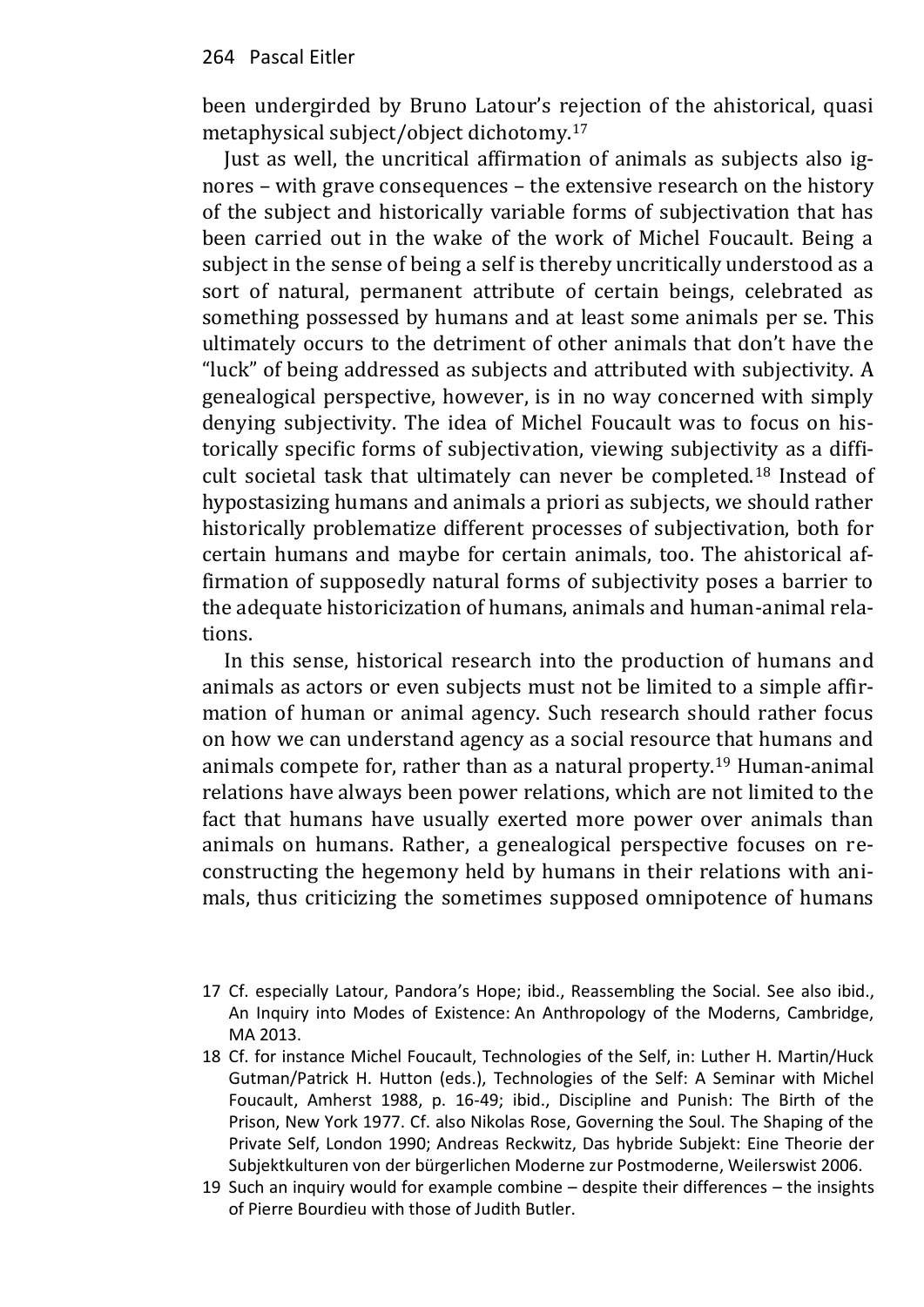been undergirded by Bruno Latour's rejection of the ahistorical, quasi metaphysical subject/object dichotomy.[17]

Just as well, the uncritical affirmation of animals as subjects also ignores – with grave consequences – the extensive research on the history of the subject and historically variable forms of subjectivation that has been carried out in the wake of the work of Michel Foucault. Being a subject in the sense of being a self is thereby uncritically understood as a sort of natural, permanent attribute of certain beings, celebrated as something possessed by humans and at least some animals per se. This ultimately occurs to the detriment of other animals that don't have the "luck" of being addressed as subjects and attributed with subjectivity. A genealogical perspective, however, is in no way concerned with simply denying subjectivity. The idea of Michel Foucault was to focus on historically specific forms of subjectivation, viewing subjectivity as a difficult societal task that ultimately can never be completed.[18] Instead of hypostasizing humans and animals a priori as subjects, we should rather historically problematize different processes of subjectivation, both for certain humans and maybe for certain animals, too. The ahistorical affirmation of supposedly natural forms of subjectivity poses a barrier to the adequate historicization of humans, animals and human-animal relations.

In this sense, historical research into the production of humans and animals as actors or even subjects must not be limited to a simple affirmation of human or animal agency. Such research should rather focus on how we can understand agency as a social resource that humans and animals compete for, rather than as a natural property.[19] Human-animal relations have always been power relations, which are not limited to the fact that humans have usually exerted more power over animals than animals on humans. Rather, a genealogical perspective focuses on reconstructing the hegemony held by humans in their relations with animals, thus criticizing the sometimes supposed omnipotence of humans

17 Cf. especially Latour, Pandora's Hope; ibid., Reassembling the Social. See also ibid., An Inquiry into Modes of Existence: An Anthropology of the Moderns, Cambridge, MA 2013.

18 Cf. for instance Michel Foucault, Technologies of the Self, in: Luther H. Martin/Huck Gutman/Patrick H. Hutton (eds.), Technologies of the Self: A Seminar with Michel Foucault, Amherst 1988, p. 16-49; ibid., Discipline and Punish: The Birth of the Prison, New York 1977. Cf. also Nikolas Rose, Governing the Soul. The Shaping of the Private Self, London 1990; Andreas Reckwitz, Das hybride Subjekt: Eine Theorie der Subjektkulturen von der bürgerlichen Moderne zur Postmoderne, Weilerswist 2006.

19 Such an inquiry would for example combine – despite their differences – the insights of Pierre Bourdieu with those of Judith Butler.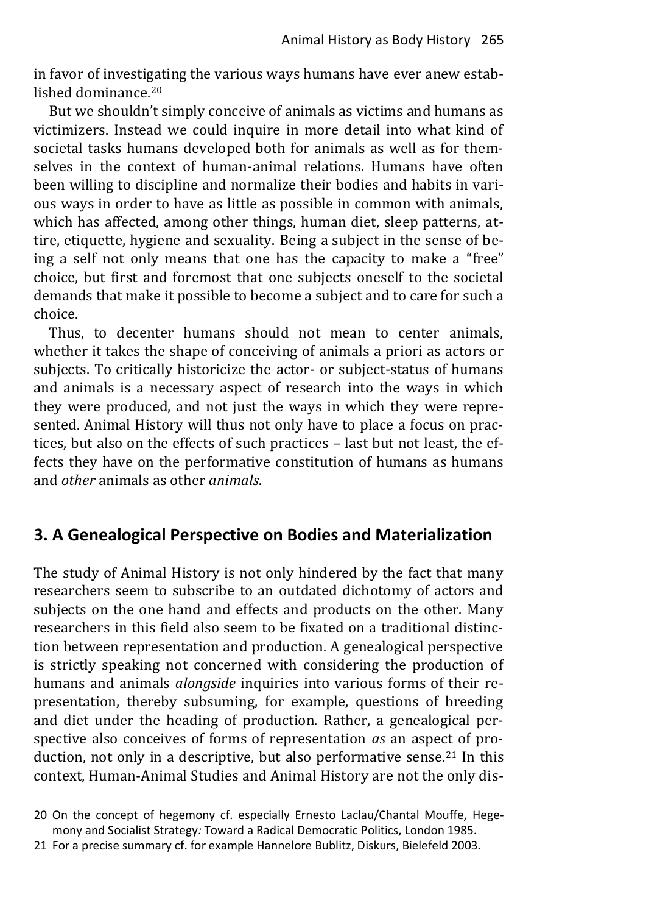in favor of investigating the various ways humans have ever anew established dominance.[20]

But we shouldn't simply conceive of animals as victims and humans as victimizers. Instead we could inquire in more detail into what kind of societal tasks humans developed both for animals as well as for themselves in the context of human-animal relations. Humans have often been willing to discipline and normalize their bodies and habits in various ways in order to have as little as possible in common with animals, which has affected, among other things, human diet, sleep patterns, attire, etiquette, hygiene and sexuality. Being a subject in the sense of being a self not only means that one has the capacity to make a "free" choice, but first and foremost that one subjects oneself to the societal demands that make it possible to become a subject and to care for such a choice.

Thus, to decenter humans should not mean to center animals, whether it takes the shape of conceiving of animals a priori as actors or subjects. To critically historicize the actor- or subject-status of humans and animals is a necessary aspect of research into the ways in which they were produced, and not just the ways in which they were represented. Animal History will thus not only have to place a focus on practices, but also on the effects of such practices – last but not least, the effects they have on the performative constitution of humans as humans and *other* animals as other *animals*.

## 3. A Genealogical Perspective on Bodies and Materialization

The study of Animal History is not only hindered by the fact that many researchers seem to subscribe to an outdated dichotomy of actors and subjects on the one hand and effects and products on the other. Many researchers in this field also seem to be fixated on a traditional distinction between representation and production. A genealogical perspective is strictly speaking not concerned with considering the production of humans and animals *alongside* inquiries into various forms of their representation, thereby subsuming, for example, questions of breeding and diet under the heading of production. Rather, a genealogical perspective also conceives of forms of representation *as* an aspect of production, not only in a descriptive, but also performative sense.[21] In this context, Human-Animal Studies and Animal History are not the only dis-

20 On the concept of hegemony cf. especially Ernesto Laclau/Chantal Mouffe, Hegemony and Socialist Strategy*:* Toward a Radical Democratic Politics, London 1985.

21 For a precise summary cf. for example Hannelore Bublitz, Diskurs, Bielefeld 2003.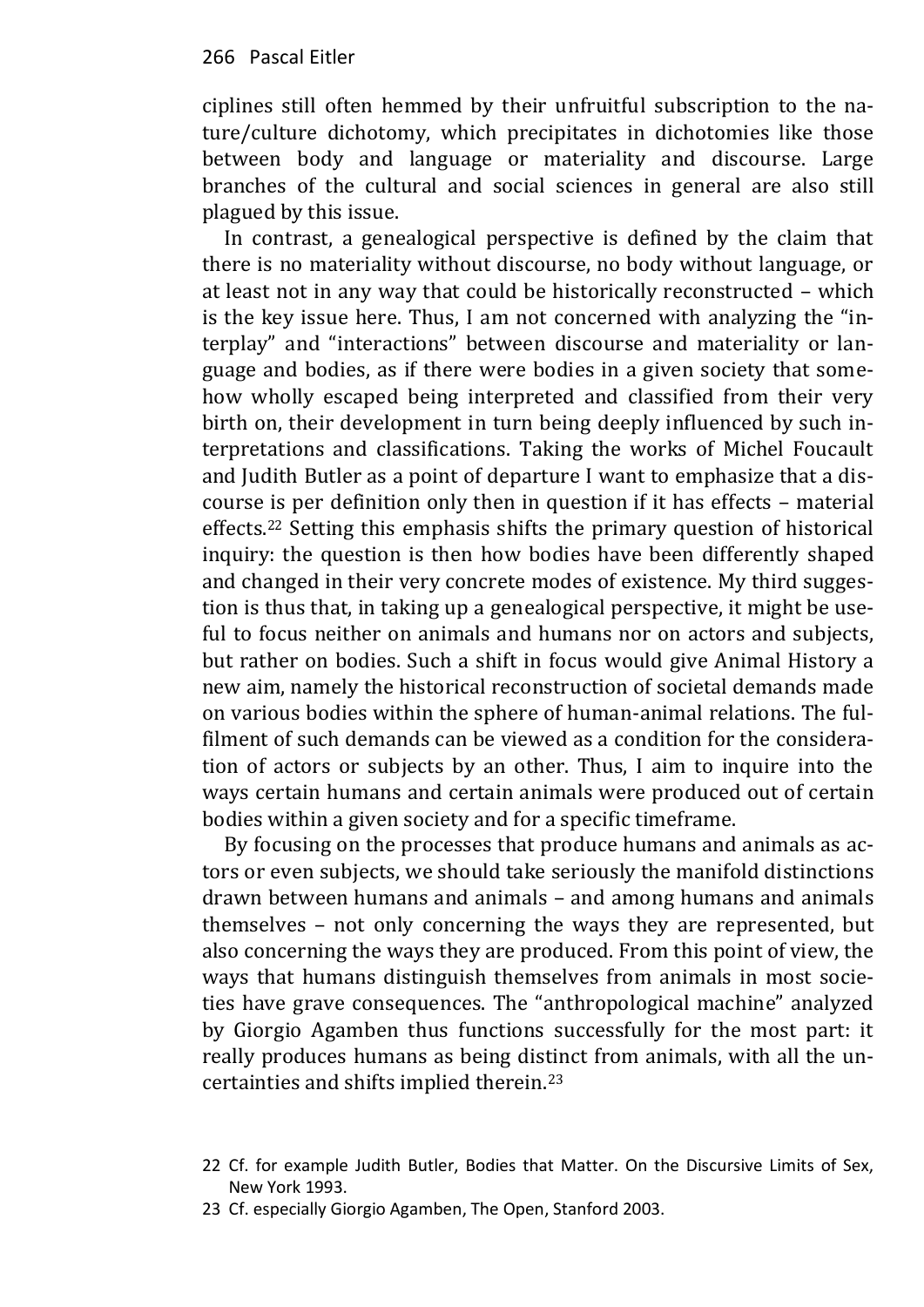ciplines still often hemmed by their unfruitful subscription to the nature/culture dichotomy, which precipitates in dichotomies like those between body and language or materiality and discourse. Large branches of the cultural and social sciences in general are also still plagued by this issue.

In contrast, a genealogical perspective is defined by the claim that there is no materiality without discourse, no body without language, or at least not in any way that could be historically reconstructed – which is the key issue here. Thus, I am not concerned with analyzing the "interplay" and "interactions" between discourse and materiality or language and bodies, as if there were bodies in a given society that somehow wholly escaped being interpreted and classified from their very birth on, their development in turn being deeply influenced by such interpretations and classifications. Taking the works of Michel Foucault and Judith Butler as a point of departure I want to emphasize that a discourse is per definition only then in question if it has effects – material effects.[22] Setting this emphasis shifts the primary question of historical inquiry: the question is then how bodies have been differently shaped and changed in their very concrete modes of existence. My third suggestion is thus that, in taking up a genealogical perspective, it might be useful to focus neither on animals and humans nor on actors and subjects, but rather on bodies. Such a shift in focus would give Animal History a new aim, namely the historical reconstruction of societal demands made on various bodies within the sphere of human-animal relations. The fulfilment of such demands can be viewed as a condition for the consideration of actors or subjects by an other. Thus, I aim to inquire into the ways certain humans and certain animals were produced out of certain bodies within a given society and for a specific timeframe.

By focusing on the processes that produce humans and animals as actors or even subjects, we should take seriously the manifold distinctions drawn between humans and animals – and among humans and animals themselves – not only concerning the ways they are represented, but also concerning the ways they are produced. From this point of view, the ways that humans distinguish themselves from animals in most societies have grave consequences. The "anthropological machine" analyzed by Giorgio Agamben thus functions successfully for the most part: it really produces humans as being distinct from animals, with all the uncertainties and shifts implied therein.[23]

22 Cf. for example Judith Butler, Bodies that Matter. On the Discursive Limits of Sex, New York 1993.

23 Cf. especially Giorgio Agamben, The Open, Stanford 2003.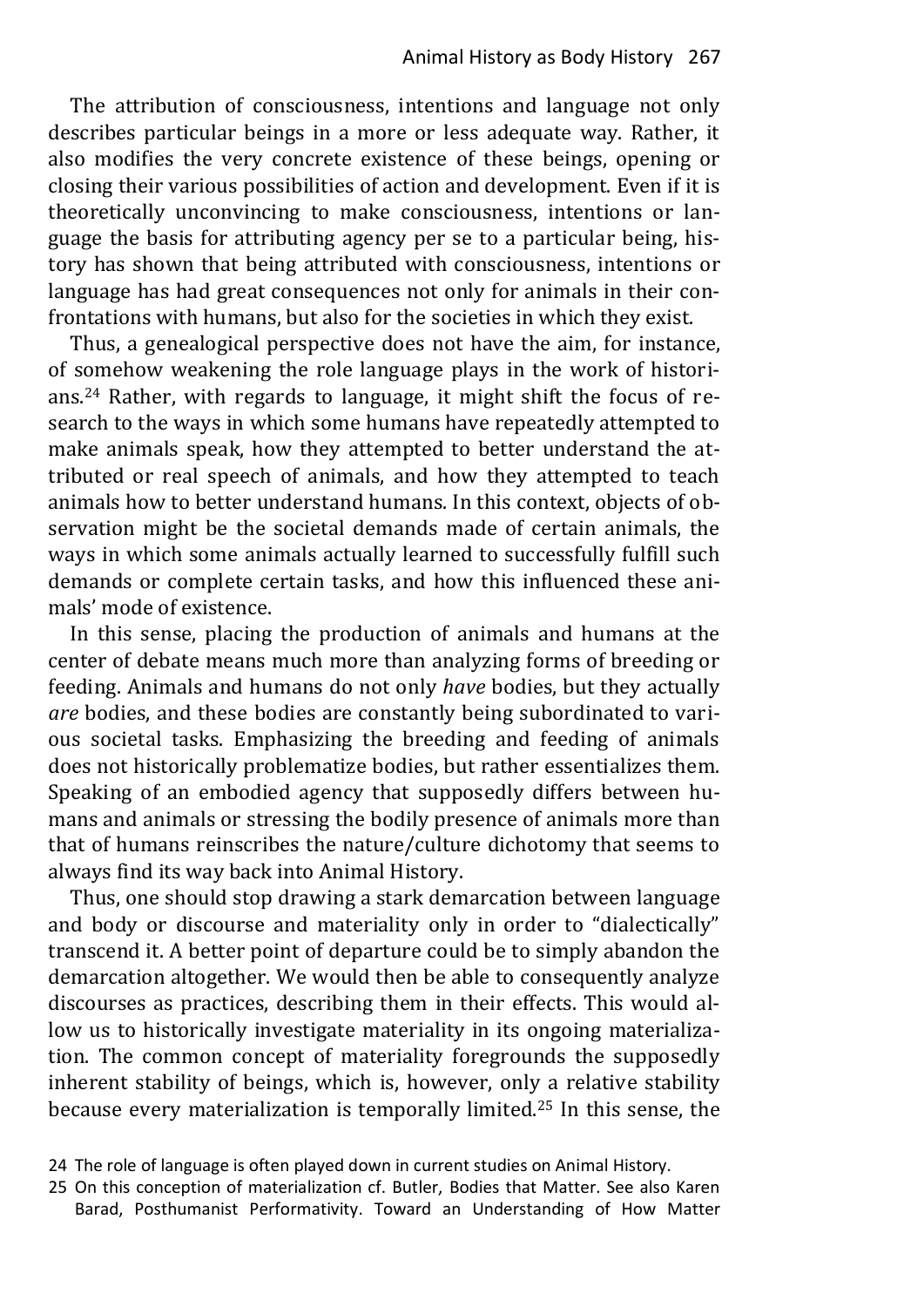The attribution of consciousness, intentions and language not only describes particular beings in a more or less adequate way. Rather, it also modifies the very concrete existence of these beings, opening or closing their various possibilities of action and development. Even if it is theoretically unconvincing to make consciousness, intentions or language the basis for attributing agency per se to a particular being, history has shown that being attributed with consciousness, intentions or language has had great consequences not only for animals in their confrontations with humans, but also for the societies in which they exist.

Thus, a genealogical perspective does not have the aim, for instance, of somehow weakening the role language plays in the work of historians.[24] Rather, with regards to language, it might shift the focus of research to the ways in which some humans have repeatedly attempted to make animals speak, how they attempted to better understand the attributed or real speech of animals, and how they attempted to teach animals how to better understand humans. In this context, objects of observation might be the societal demands made of certain animals, the ways in which some animals actually learned to successfully fulfill such demands or complete certain tasks, and how this influenced these animals' mode of existence.

In this sense, placing the production of animals and humans at the center of debate means much more than analyzing forms of breeding or feeding. Animals and humans do not only *have* bodies, but they actually *are* bodies, and these bodies are constantly being subordinated to various societal tasks. Emphasizing the breeding and feeding of animals does not historically problematize bodies, but rather essentializes them. Speaking of an embodied agency that supposedly differs between humans and animals or stressing the bodily presence of animals more than that of humans reinscribes the nature/culture dichotomy that seems to always find its way back into Animal History.

Thus, one should stop drawing a stark demarcation between language and body or discourse and materiality only in order to "dialectically" transcend it. A better point of departure could be to simply abandon the demarcation altogether. We would then be able to consequently analyze discourses as practices, describing them in their effects. This would allow us to historically investigate materiality in its ongoing materialization. The common concept of materiality foregrounds the supposedly inherent stability of beings, which is, however, only a relative stability because every materialization is temporally limited.[25] In this sense, the

24 The role of language is often played down in current studies on Animal History.

25 On this conception of materialization cf. Butler, Bodies that Matter. See also Karen Barad, Posthumanist Performativity. Toward an Understanding of How Matter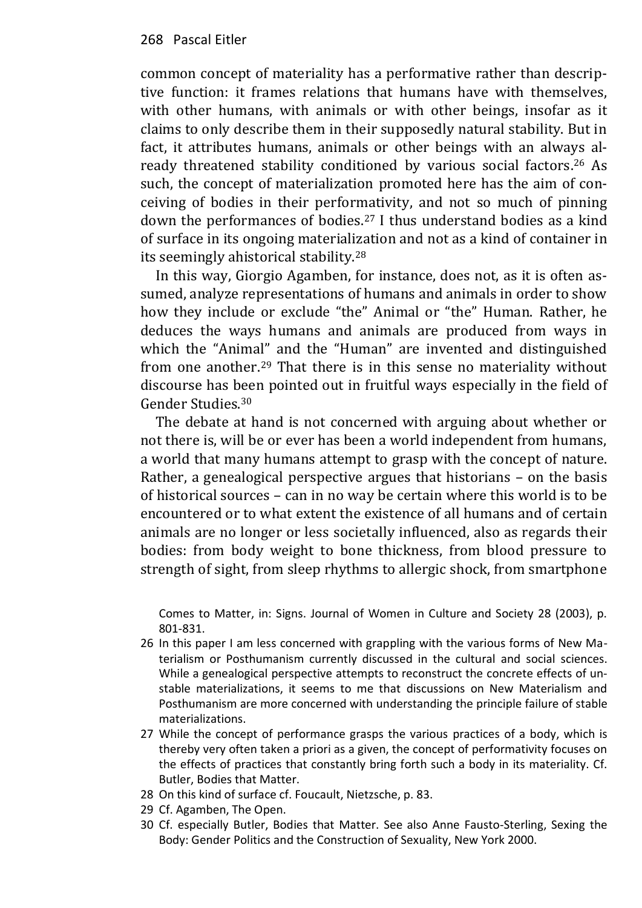common concept of materiality has a performative rather than descriptive function: it frames relations that humans have with themselves, with other humans, with animals or with other beings, insofar as it claims to only describe them in their supposedly natural stability. But in fact, it attributes humans, animals or other beings with an always already threatened stability conditioned by various social factors.[26] As such, the concept of materialization promoted here has the aim of conceiving of bodies in their performativity, and not so much of pinning down the performances of bodies.[27] I thus understand bodies as a kind of surface in its ongoing materialization and not as a kind of container in its seemingly ahistorical stability.[28]

In this way, Giorgio Agamben, for instance, does not, as it is often assumed, analyze representations of humans and animals in order to show how they include or exclude "the" Animal or "the" Human. Rather, he deduces the ways humans and animals are produced from ways in which the "Animal" and the "Human" are invented and distinguished from one another.[29] That there is in this sense no materiality without discourse has been pointed out in fruitful ways especially in the field of Gender Studies.[30]

The debate at hand is not concerned with arguing about whether or not there is, will be or ever has been a world independent from humans, a world that many humans attempt to grasp with the concept of nature. Rather, a genealogical perspective argues that historians – on the basis of historical sources – can in no way be certain where this world is to be encountered or to what extent the existence of all humans and of certain animals are no longer or less societally influenced, also as regards their bodies: from body weight to bone thickness, from blood pressure to strength of sight, from sleep rhythms to allergic shock, from smartphone

Comes to Matter, in: Signs. Journal of Women in Culture and Society 28 (2003), p. 801-831.

26 In this paper I am less concerned with grappling with the various forms of New Materialism or Posthumanism currently discussed in the cultural and social sciences. While a genealogical perspective attempts to reconstruct the concrete effects of unstable materializations, it seems to me that discussions on New Materialism and Posthumanism are more concerned with understanding the principle failure of stable materializations.

27 While the concept of performance grasps the various practices of a body, which is thereby very often taken a priori as a given, the concept of performativity focuses on the effects of practices that constantly bring forth such a body in its materiality. Cf. Butler, Bodies that Matter.

28 On this kind of surface cf. Foucault, Nietzsche, p. 83.

29 Cf. Agamben, The Open.

30 Cf. especially Butler, Bodies that Matter. See also Anne Fausto-Sterling, Sexing the Body: Gender Politics and the Construction of Sexuality, New York 2000.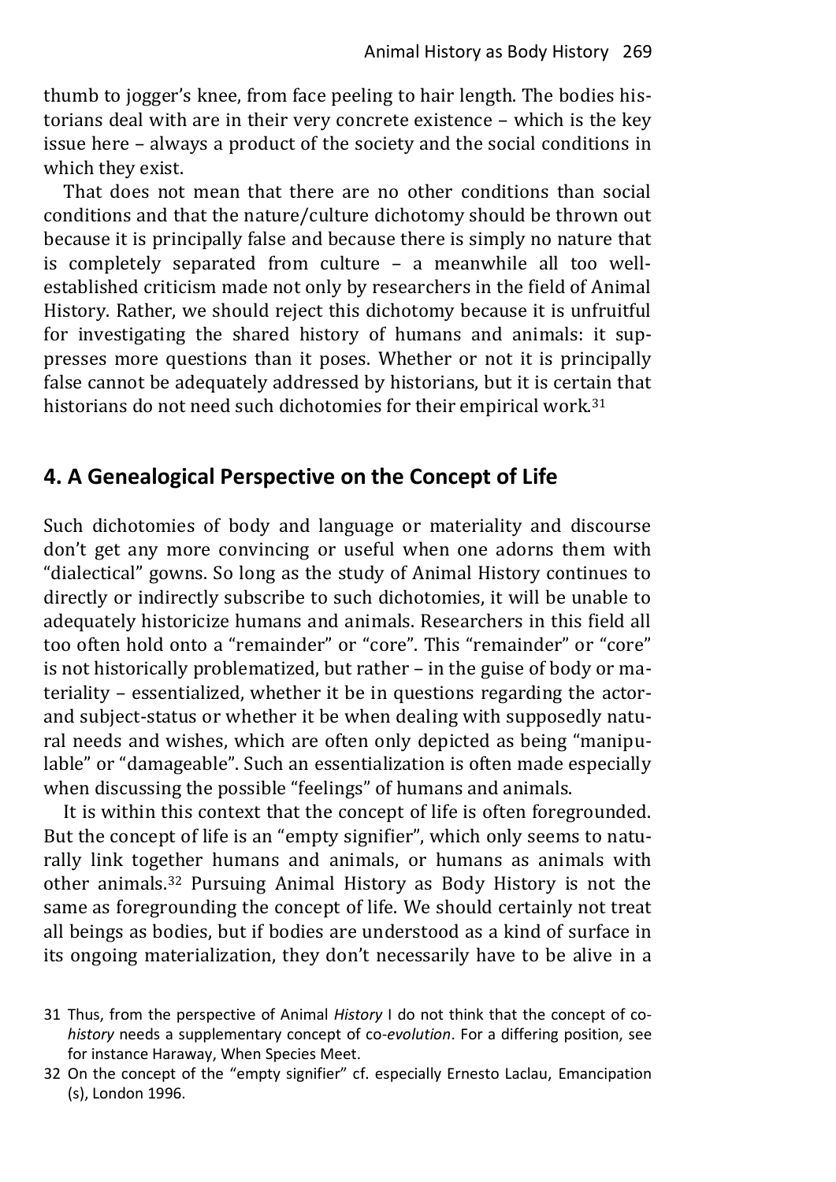thumb to jogger's knee, from face peeling to hair length. The bodies historians deal with are in their very concrete existence – which is the key issue here – always a product of the society and the social conditions in which they exist.

That does not mean that there are no other conditions than social conditions and that the nature/culture dichotomy should be thrown out because it is principally false and because there is simply no nature that is completely separated from culture – a meanwhile all too well-established criticism made not only by researchers in the field of Animal History. Rather, we should reject this dichotomy because it is unfruitful for investigating the shared history of humans and animals: it suppresses more questions than it poses. Whether or not it is principally false cannot be adequately addressed by historians, but it is certain that historians do not need such dichotomies for their empirical work.[31]

## 4. A Genealogical Perspective on the Concept of Life

Such dichotomies of body and language or materiality and discourse don't get any more convincing or useful when one adorns them with "dialectical" gowns. So long as the study of Animal History continues to directly or indirectly subscribe to such dichotomies, it will be unable to adequately historicize humans and animals. Researchers in this field all too often hold onto a "remainder" or "core". This "remainder" or "core" is not historically problematized, but rather – in the guise of body or materiality – essentialized, whether it be in questions regarding the actor- and subject-status or whether it be when dealing with supposedly natural needs and wishes, which are often only depicted as being "manipulable" or "damageable". Such an essentialization is often made especially when discussing the possible "feelings" of humans and animals.

It is within this context that the concept of life is often foregrounded. But the concept of life is an "empty signifier", which only seems to naturally link together humans and animals, or humans as animals with other animals.[32] Pursuing Animal History as Body History is not the same as foregrounding the concept of life. We should certainly not treat all beings as bodies, but if bodies are understood as a kind of surface in its ongoing materialization, they don't necessarily have to be alive in a

31 Thus, from the perspective of Animal *History* I do not think that the concept of co-*history* needs a supplementary concept of co-*evolution*. For a differing position, see for instance Haraway, When Species Meet.

32 On the concept of the "empty signifier" cf. especially Ernesto Laclau, Emancipation (s), London 1996.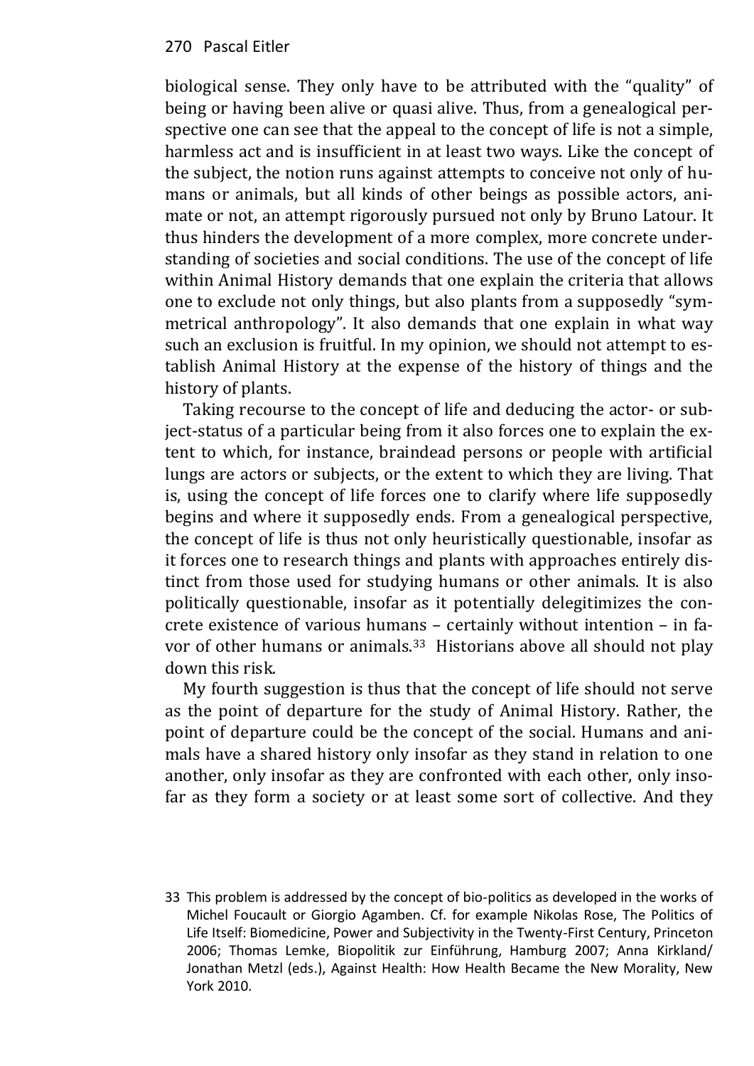biological sense. They only have to be attributed with the "quality" of being or having been alive or quasi alive. Thus, from a genealogical perspective one can see that the appeal to the concept of life is not a simple, harmless act and is insufficient in at least two ways. Like the concept of the subject, the notion runs against attempts to conceive not only of humans or animals, but all kinds of other beings as possible actors, animate or not, an attempt rigorously pursued not only by Bruno Latour. It thus hinders the development of a more complex, more concrete understanding of societies and social conditions. The use of the concept of life within Animal History demands that one explain the criteria that allows one to exclude not only things, but also plants from a supposedly "symmetrical anthropology". It also demands that one explain in what way such an exclusion is fruitful. In my opinion, we should not attempt to establish Animal History at the expense of the history of things and the history of plants.

Taking recourse to the concept of life and deducing the actor- or subject-status of a particular being from it also forces one to explain the extent to which, for instance, braindead persons or people with artificial lungs are actors or subjects, or the extent to which they are living. That is, using the concept of life forces one to clarify where life supposedly begins and where it supposedly ends. From a genealogical perspective, the concept of life is thus not only heuristically questionable, insofar as it forces one to research things and plants with approaches entirely distinct from those used for studying humans or other animals. It is also politically questionable, insofar as it potentially delegitimizes the concrete existence of various humans – certainly without intention – in favor of other humans or animals.[33] Historians above all should not play down this risk.

My fourth suggestion is thus that the concept of life should not serve as the point of departure for the study of Animal History. Rather, the point of departure could be the concept of the social. Humans and animals have a shared history only insofar as they stand in relation to one another, only insofar as they are confronted with each other, only insofar as they form a society or at least some sort of collective. And they

33 This problem is addressed by the concept of bio-politics as developed in the works of Michel Foucault or Giorgio Agamben. Cf. for example Nikolas Rose, The Politics of Life Itself: Biomedicine, Power and Subjectivity in the Twenty-First Century, Princeton 2006; Thomas Lemke, Biopolitik zur Einführung, Hamburg 2007; Anna Kirkland/Jonathan Metzl (eds.), Against Health: How Health Became the New Morality, New York 2010.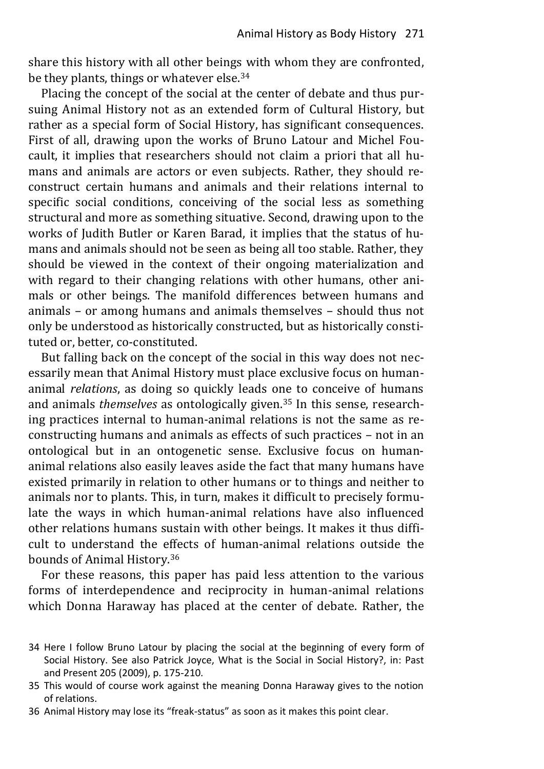share this history with all other beings with whom they are confronted, be they plants, things or whatever else.[34]

Placing the concept of the social at the center of debate and thus pursuing Animal History not as an extended form of Cultural History, but rather as a special form of Social History, has significant consequences. First of all, drawing upon the works of Bruno Latour and Michel Foucault, it implies that researchers should not claim a priori that all humans and animals are actors or even subjects. Rather, they should reconstruct certain humans and animals and their relations internal to specific social conditions, conceiving of the social less as something structural and more as something situative. Second, drawing upon to the works of Judith Butler or Karen Barad, it implies that the status of humans and animals should not be seen as being all too stable. Rather, they should be viewed in the context of their ongoing materialization and with regard to their changing relations with other humans, other animals or other beings. The manifold differences between humans and animals – or among humans and animals themselves – should thus not only be understood as historically constructed, but as historically constituted or, better, co-constituted.

But falling back on the concept of the social in this way does not necessarily mean that Animal History must place exclusive focus on human-animal *relations*, as doing so quickly leads one to conceive of humans and animals *themselves* as ontologically given.[35] In this sense, researching practices internal to human-animal relations is not the same as reconstructing humans and animals as effects of such practices – not in an ontological but in an ontogenetic sense. Exclusive focus on human-animal relations also easily leaves aside the fact that many humans have existed primarily in relation to other humans or to things and neither to animals nor to plants. This, in turn, makes it difficult to precisely formulate the ways in which human-animal relations have also influenced other relations humans sustain with other beings. It makes it thus difficult to understand the effects of human-animal relations outside the bounds of Animal History.[36]

For these reasons, this paper has paid less attention to the various forms of interdependence and reciprocity in human-animal relations which Donna Haraway has placed at the center of debate. Rather, the

34 Here I follow Bruno Latour by placing the social at the beginning of every form of Social History. See also Patrick Joyce, What is the Social in Social History?, in: Past and Present 205 (2009), p. 175-210.

35 This would of course work against the meaning Donna Haraway gives to the notion of relations.

36 Animal History may lose its “freak-status” as soon as it makes this point clear.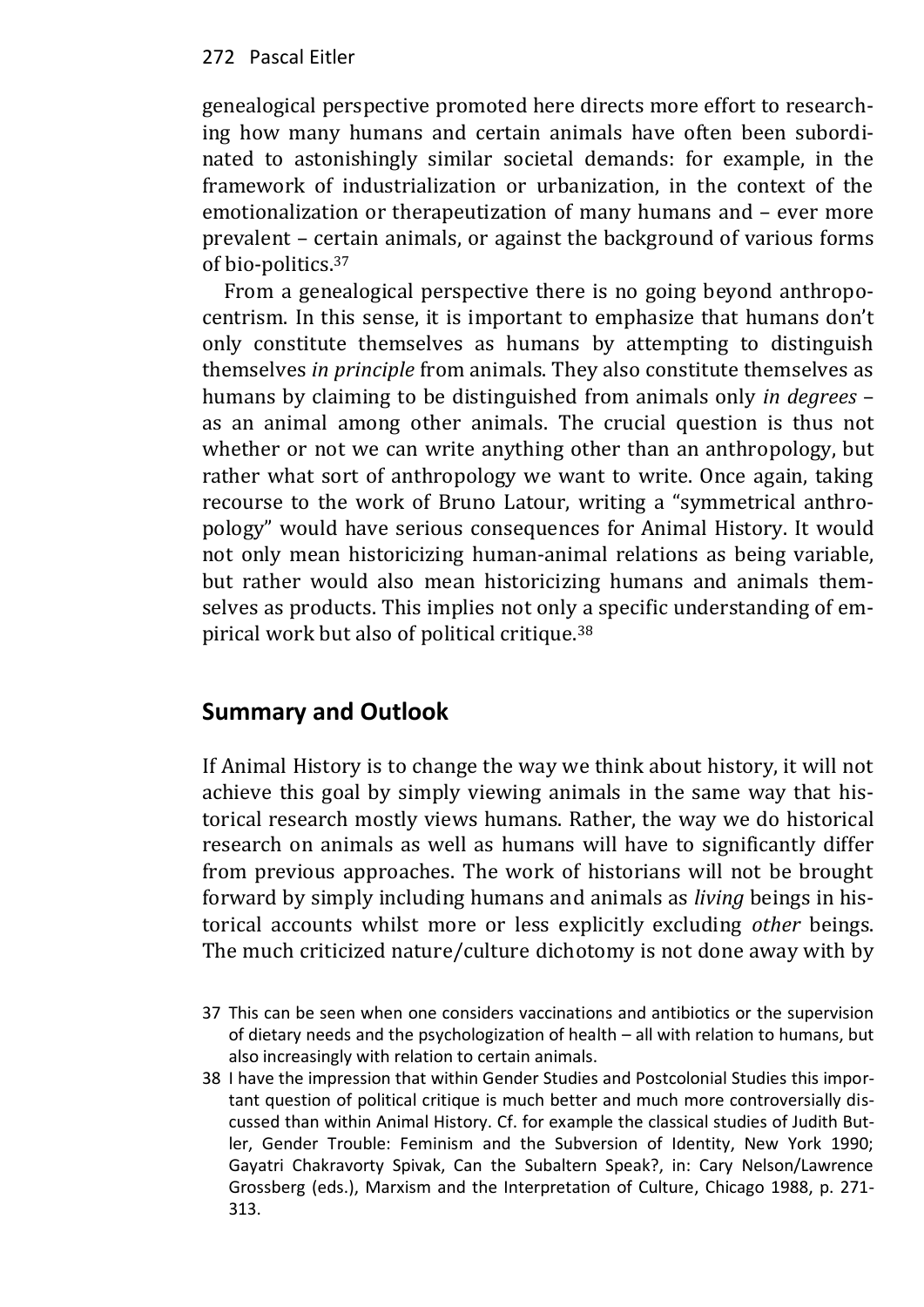genealogical perspective promoted here directs more effort to researching how many humans and certain animals have often been subordinated to astonishingly similar societal demands: for example, in the framework of industrialization or urbanization, in the context of the emotionalization or therapeutization of many humans and – ever more prevalent – certain animals, or against the background of various forms of bio-politics.[37]

From a genealogical perspective there is no going beyond anthropocentrism. In this sense, it is important to emphasize that humans don't only constitute themselves as humans by attempting to distinguish themselves *in principle* from animals. They also constitute themselves as humans by claiming to be distinguished from animals only *in degrees* – as an animal among other animals. The crucial question is thus not whether or not we can write anything other than an anthropology, but rather what sort of anthropology we want to write. Once again, taking recourse to the work of Bruno Latour, writing a "symmetrical anthropology" would have serious consequences for Animal History. It would not only mean historicizing human-animal relations as being variable, but rather would also mean historicizing humans and animals themselves as products. This implies not only a specific understanding of empirical work but also of political critique.[38]

## Summary and Outlook

If Animal History is to change the way we think about history, it will not achieve this goal by simply viewing animals in the same way that historical research mostly views humans. Rather, the way we do historical research on animals as well as humans will have to significantly differ from previous approaches. The work of historians will not be brought forward by simply including humans and animals as *living* beings in historical accounts whilst more or less explicitly excluding *other* beings. The much criticized nature/culture dichotomy is not done away with by

37 This can be seen when one considers vaccinations and antibiotics or the supervision of dietary needs and the psychologization of health – all with relation to humans, but also increasingly with relation to certain animals.

38 I have the impression that within Gender Studies and Postcolonial Studies this important question of political critique is much better and much more controversially discussed than within Animal History. Cf. for example the classical studies of Judith Butler, Gender Trouble: Feminism and the Subversion of Identity, New York 1990; Gayatri Chakravorty Spivak, Can the Subaltern Speak?, in: Cary Nelson/Lawrence Grossberg (eds.), Marxism and the Interpretation of Culture, Chicago 1988, p. 271-313.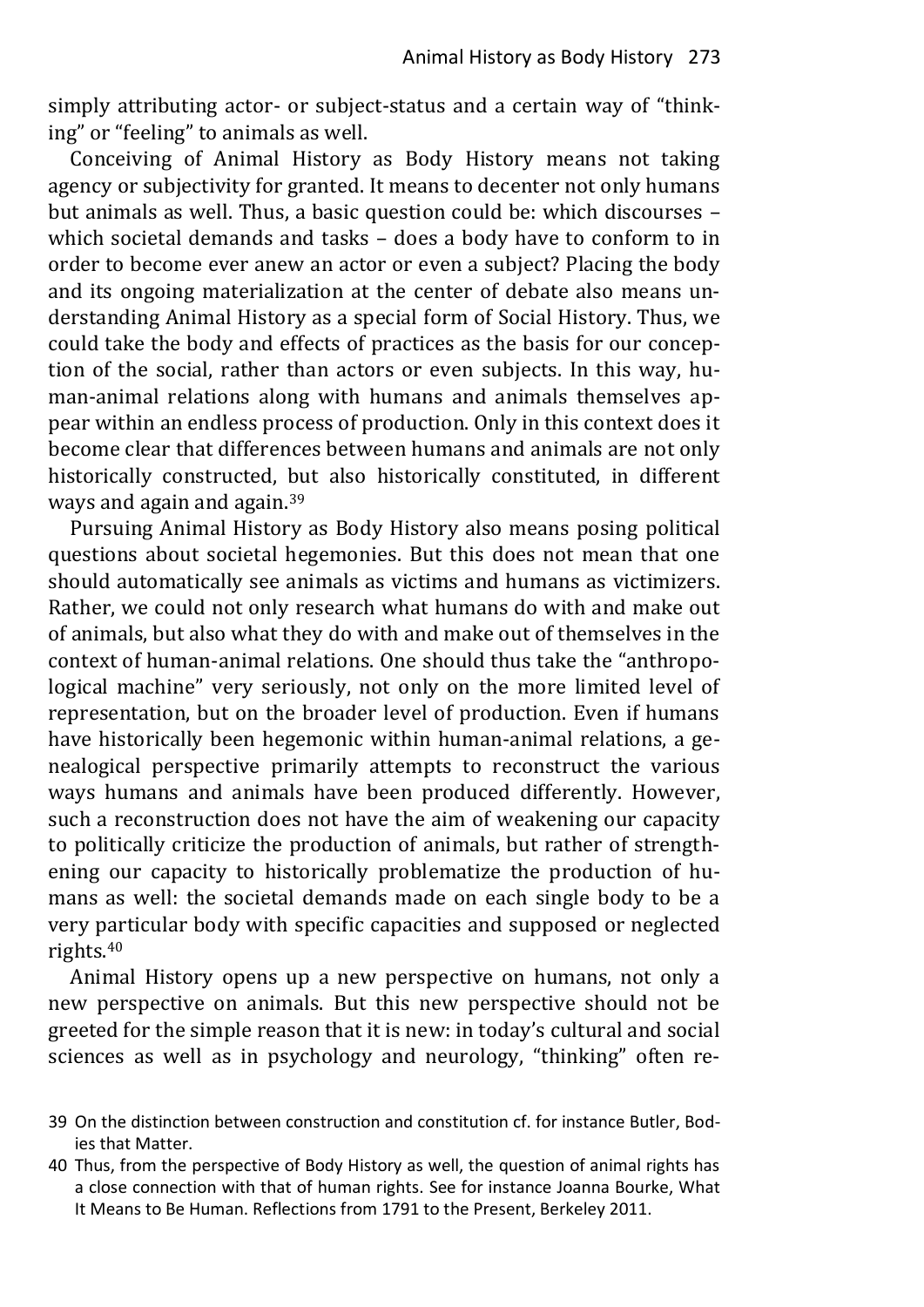simply attributing actor- or subject-status and a certain way of "thinking" or "feeling" to animals as well.

Conceiving of Animal History as Body History means not taking agency or subjectivity for granted. It means to decenter not only humans but animals as well. Thus, a basic question could be: which discourses – which societal demands and tasks – does a body have to conform to in order to become ever anew an actor or even a subject? Placing the body and its ongoing materialization at the center of debate also means understanding Animal History as a special form of Social History. Thus, we could take the body and effects of practices as the basis for our conception of the social, rather than actors or even subjects. In this way, human-animal relations along with humans and animals themselves appear within an endless process of production. Only in this context does it become clear that differences between humans and animals are not only historically constructed, but also historically constituted, in different ways and again and again.[39]

Pursuing Animal History as Body History also means posing political questions about societal hegemonies. But this does not mean that one should automatically see animals as victims and humans as victimizers. Rather, we could not only research what humans do with and make out of animals, but also what they do with and make out of themselves in the context of human-animal relations. One should thus take the "anthropological machine" very seriously, not only on the more limited level of representation, but on the broader level of production. Even if humans have historically been hegemonic within human-animal relations, a genealogical perspective primarily attempts to reconstruct the various ways humans and animals have been produced differently. However, such a reconstruction does not have the aim of weakening our capacity to politically criticize the production of animals, but rather of strengthening our capacity to historically problematize the production of humans as well: the societal demands made on each single body to be a very particular body with specific capacities and supposed or neglected rights.[40]

Animal History opens up a new perspective on humans, not only a new perspective on animals. But this new perspective should not be greeted for the simple reason that it is new: in today's cultural and social sciences as well as in psychology and neurology, "thinking" often re-

39 On the distinction between construction and constitution cf. for instance Butler, Bodies that Matter.

40 Thus, from the perspective of Body History as well, the question of animal rights has a close connection with that of human rights. See for instance Joanna Bourke, What It Means to Be Human. Reflections from 1791 to the Present, Berkeley 2011.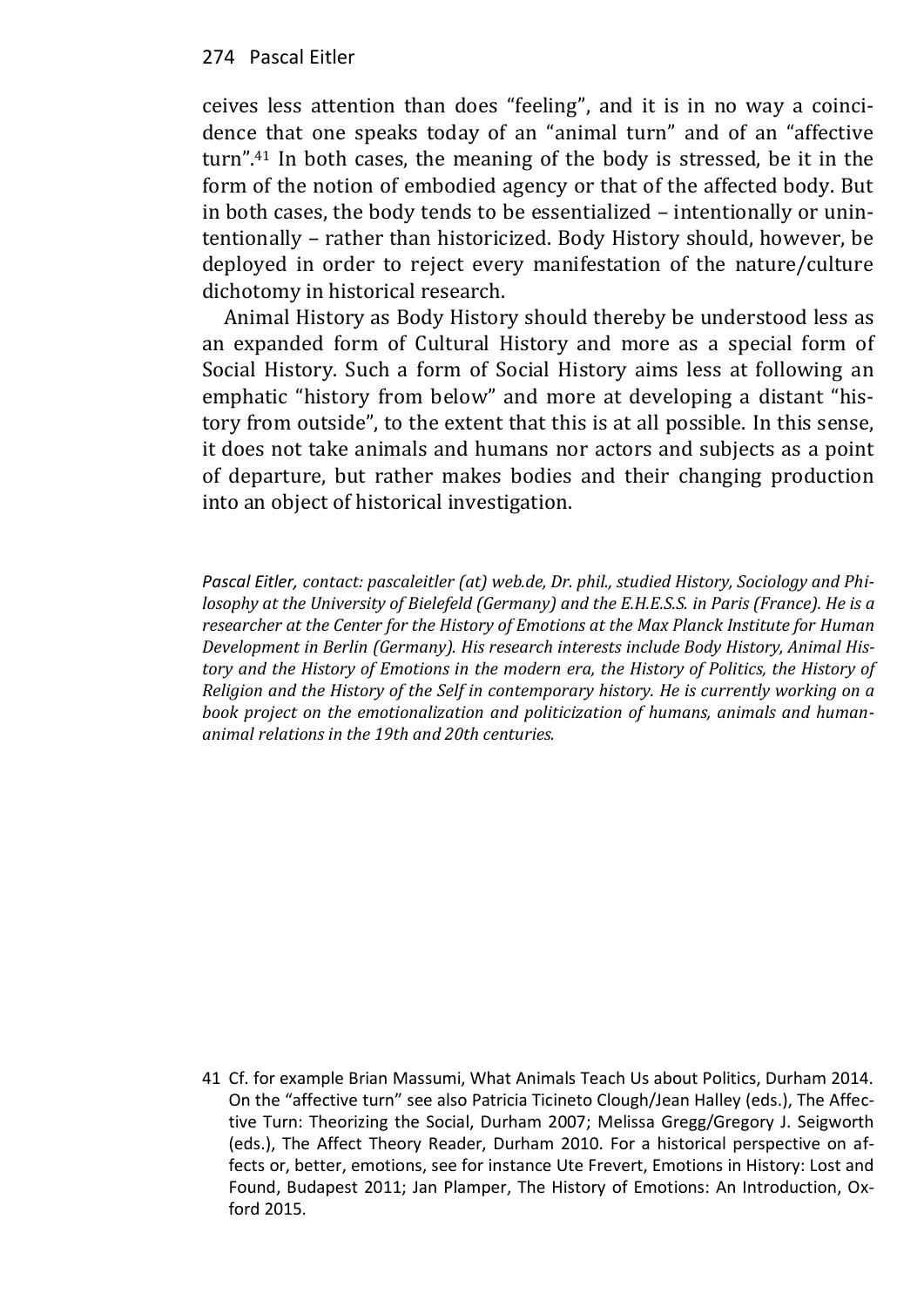ceives less attention than does "feeling", and it is in no way a coincidence that one speaks today of an "animal turn" and of an "affective turn".[41] In both cases, the meaning of the body is stressed, be it in the form of the notion of embodied agency or that of the affected body. But in both cases, the body tends to be essentialized – intentionally or unintentionally – rather than historicized. Body History should, however, be deployed in order to reject every manifestation of the nature/culture dichotomy in historical research.

Animal History as Body History should thereby be understood less as an expanded form of Cultural History and more as a special form of Social History. Such a form of Social History aims less at following an emphatic "history from below" and more at developing a distant "history from outside", to the extent that this is at all possible. In this sense, it does not take animals and humans nor actors and subjects as a point of departure, but rather makes bodies and their changing production into an object of historical investigation.

*Pascal Eitler, contact: pascaleitler (at) web.de, Dr. phil., studied History, Sociology and Philosophy at the University of Bielefeld (Germany) and the E.H.E.S.S. in Paris (France). He is a researcher at the Center for the History of Emotions at the Max Planck Institute for Human Development in Berlin (Germany). His research interests include Body History, Animal History and the History of Emotions in the modern era, the History of Politics, the History of Religion and the History of the Self in contemporary history. He is currently working on a book project on the emotionalization and politicization of humans, animals and human-animal relations in the 19th and 20th centuries.*

41 Cf. for example Brian Massumi, What Animals Teach Us about Politics, Durham 2014. On the "affective turn" see also Patricia Ticineto Clough/Jean Halley (eds.), The Affective Turn: Theorizing the Social, Durham 2007; Melissa Gregg/Gregory J. Seigworth (eds.), The Affect Theory Reader, Durham 2010. For a historical perspective on affects or, better, emotions, see for instance Ute Frevert, Emotions in History: Lost and Found, Budapest 2011; Jan Plamper, The History of Emotions: An Introduction, Oxford 2015.